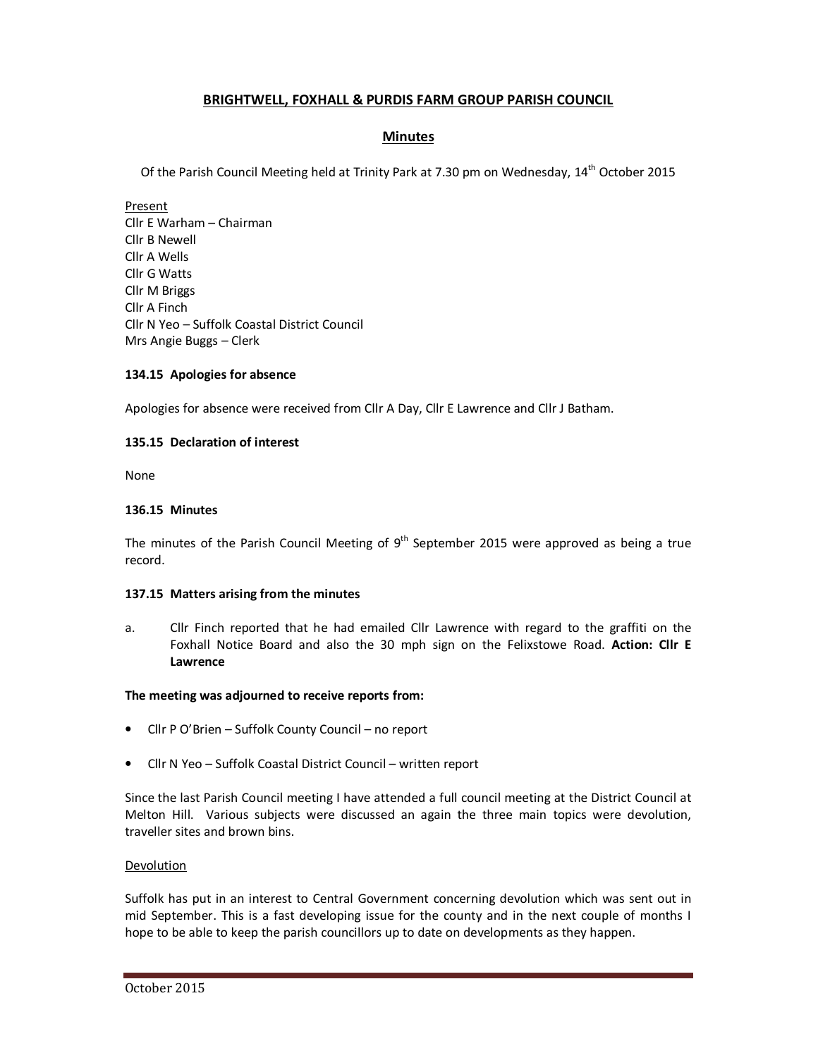# BRIGHTWELL, FOXHALL & PURDIS FARM GROUP PARISH COUNCIL

## Minutes

Of the Parish Council Meeting held at Trinity Park at 7.30 pm on Wednesday, 14th October 2015

Present

Cllr E Warham – Chairman
Cllr B Newell
Cllr A Wells
Cllr G Watts
Cllr M Briggs
Cllr A Finch
Cllr N Yeo – Suffolk Coastal District Council
Mrs Angie Buggs – Clerk

**134.15 Apologies for absence**

Apologies for absence were received from Cllr A Day, Cllr E Lawrence and Cllr J Batham.

**135.15 Declaration of interest**

None

**136.15 Minutes**

The minutes of the Parish Council Meeting of 9th September 2015 were approved as being a true record.

**137.15 Matters arising from the minutes**

a. Cllr Finch reported that he had emailed Cllr Lawrence with regard to the graffiti on the Foxhall Notice Board and also the 30 mph sign on the Felixstowe Road. **Action: Cllr E Lawrence**

**The meeting was adjourned to receive reports from:**

- Cllr P O'Brien – Suffolk County Council – no report
- Cllr N Yeo – Suffolk Coastal District Council – written report

Since the last Parish Council meeting I have attended a full council meeting at the District Council at Melton Hill. Various subjects were discussed an again the three main topics were devolution, traveller sites and brown bins.

Devolution

Suffolk has put in an interest to Central Government concerning devolution which was sent out in mid September. This is a fast developing issue for the county and in the next couple of months I hope to be able to keep the parish councillors up to date on developments as they happen.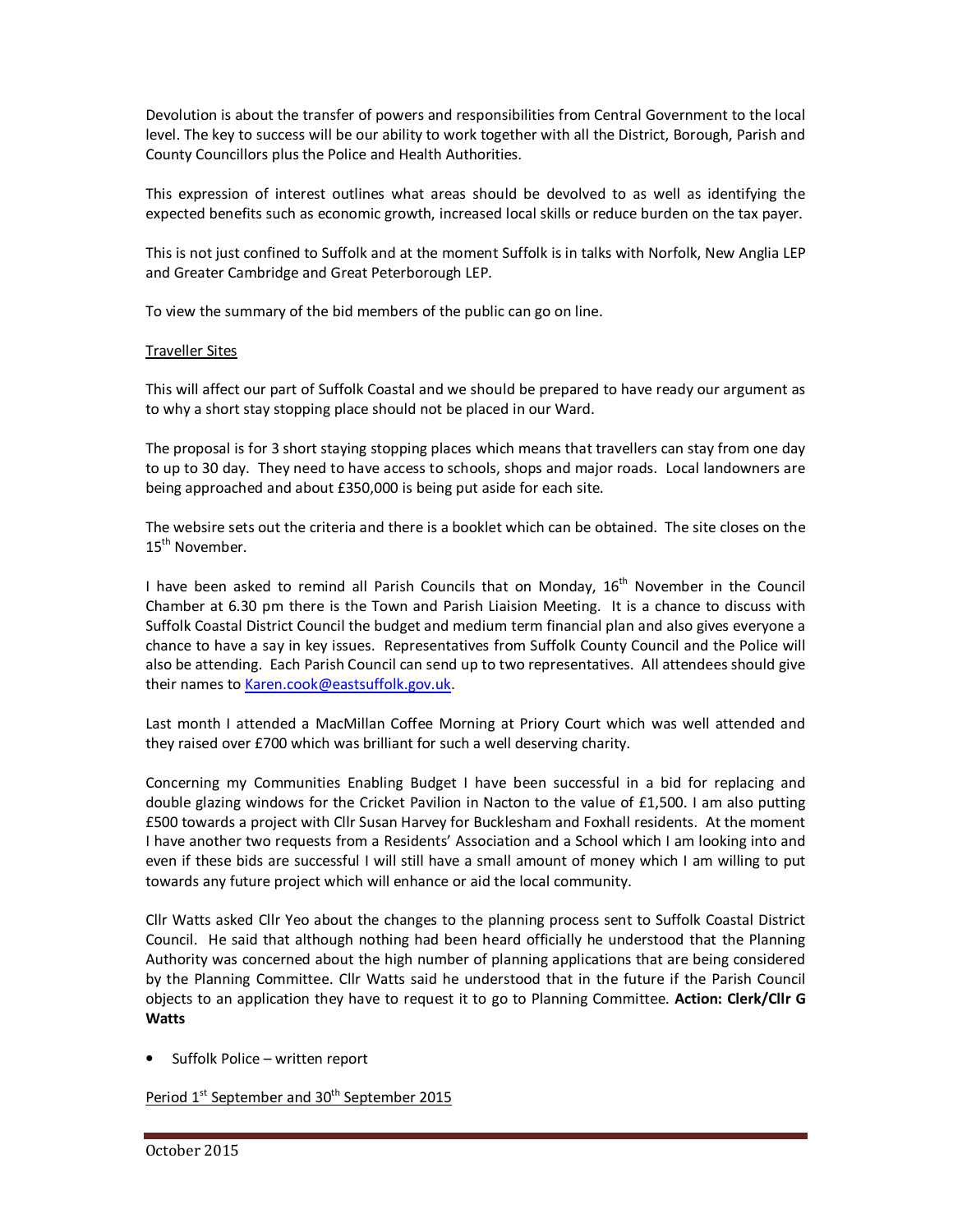Devolution is about the transfer of powers and responsibilities from Central Government to the local level. The key to success will be our ability to work together with all the District, Borough, Parish and County Councillors plus the Police and Health Authorities.

This expression of interest outlines what areas should be devolved to as well as identifying the expected benefits such as economic growth, increased local skills or reduce burden on the tax payer.

This is not just confined to Suffolk and at the moment Suffolk is in talks with Norfolk, New Anglia LEP and Greater Cambridge and Great Peterborough LEP.

To view the summary of the bid members of the public can go on line.

Traveller Sites

This will affect our part of Suffolk Coastal and we should be prepared to have ready our argument as to why a short stay stopping place should not be placed in our Ward.

The proposal is for 3 short staying stopping places which means that travellers can stay from one day to up to 30 day. They need to have access to schools, shops and major roads. Local landowners are being approached and about £350,000 is being put aside for each site.

The websire sets out the criteria and there is a booklet which can be obtained. The site closes on the 15th November.

I have been asked to remind all Parish Councils that on Monday, 16th November in the Council Chamber at 6.30 pm there is the Town and Parish Liaision Meeting. It is a chance to discuss with Suffolk Coastal District Council the budget and medium term financial plan and also gives everyone a chance to have a say in key issues. Representatives from Suffolk County Council and the Police will also be attending. Each Parish Council can send up to two representatives. All attendees should give their names to Karen.cook@eastsuffolk.gov.uk.

Last month I attended a MacMillan Coffee Morning at Priory Court which was well attended and they raised over £700 which was brilliant for such a well deserving charity.

Concerning my Communities Enabling Budget I have been successful in a bid for replacing and double glazing windows for the Cricket Pavilion in Nacton to the value of £1,500. I am also putting £500 towards a project with Cllr Susan Harvey for Bucklesham and Foxhall residents. At the moment I have another two requests from a Residents' Association and a School which I am looking into and even if these bids are successful I will still have a small amount of money which I am willing to put towards any future project which will enhance or aid the local community.

Cllr Watts asked Cllr Yeo about the changes to the planning process sent to Suffolk Coastal District Council. He said that although nothing had been heard officially he understood that the Planning Authority was concerned about the high number of planning applications that are being considered by the Planning Committee. Cllr Watts said he understood that in the future if the Parish Council objects to an application they have to request it to go to Planning Committee. **Action: Clerk/Cllr G Watts**

- Suffolk Police – written report

Period 1st September and 30th September 2015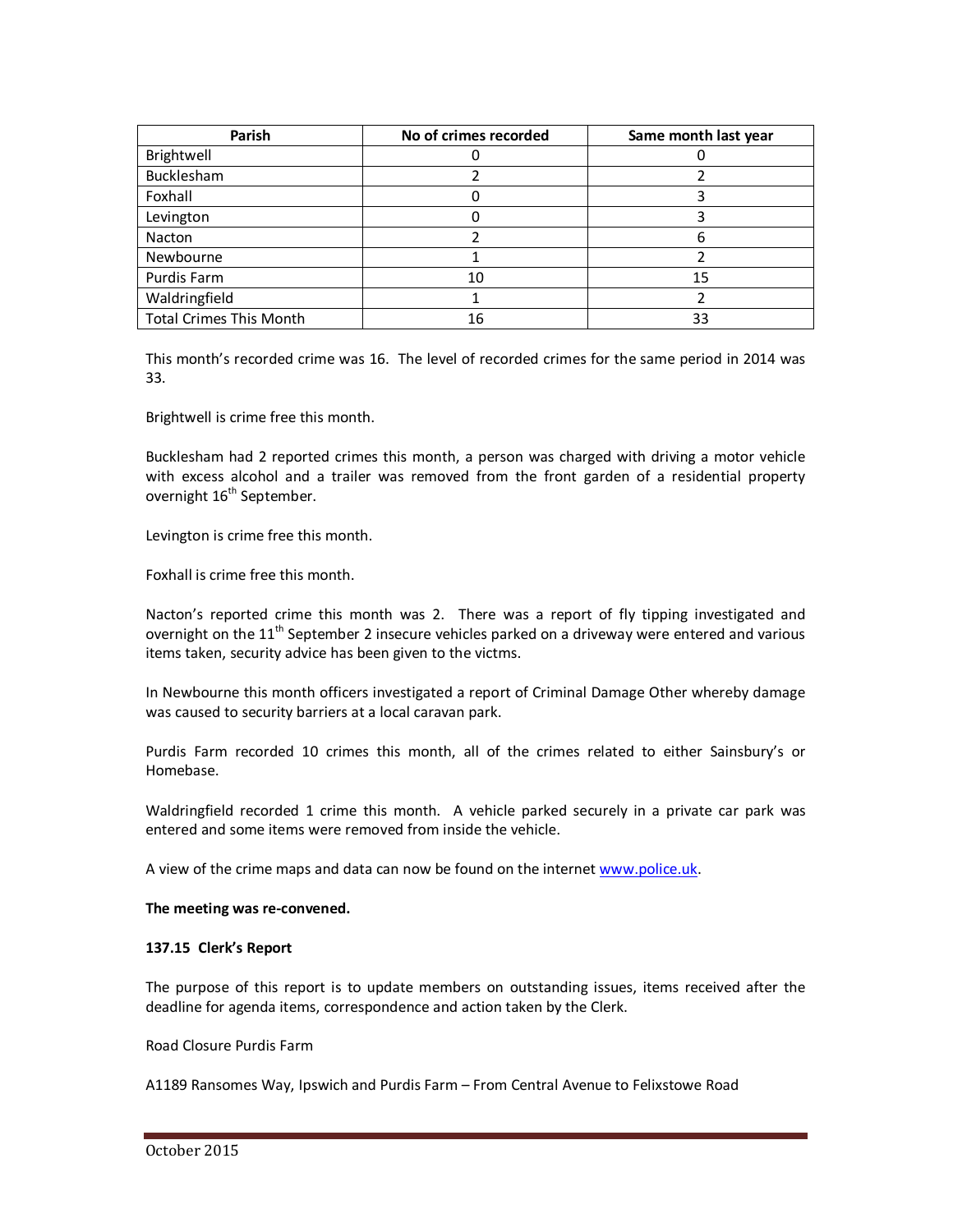| Parish | No of crimes recorded | Same month last year |
| --- | --- | --- |
| Brightwell | 0 | 0 |
| Bucklesham | 2 | 2 |
| Foxhall | 0 | 3 |
| Levington | 0 | 3 |
| Nacton | 2 | 6 |
| Newbourne | 1 | 2 |
| Purdis Farm | 10 | 15 |
| Waldringfield | 1 | 2 |
| Total Crimes This Month | 16 | 33 |

This month's recorded crime was 16. The level of recorded crimes for the same period in 2014 was 33.

Brightwell is crime free this month.

Bucklesham had 2 reported crimes this month, a person was charged with driving a motor vehicle with excess alcohol and a trailer was removed from the front garden of a residential property overnight 16th September.

Levington is crime free this month.

Foxhall is crime free this month.

Nacton's reported crime this month was 2. There was a report of fly tipping investigated and overnight on the 11th September 2 insecure vehicles parked on a driveway were entered and various items taken, security advice has been given to the victms.

In Newbourne this month officers investigated a report of Criminal Damage Other whereby damage was caused to security barriers at a local caravan park.

Purdis Farm recorded 10 crimes this month, all of the crimes related to either Sainsbury's or Homebase.

Waldringfield recorded 1 crime this month. A vehicle parked securely in a private car park was entered and some items were removed from inside the vehicle.

A view of the crime maps and data can now be found on the internet www.police.uk.

**The meeting was re-convened.**

**137.15 Clerk's Report**

The purpose of this report is to update members on outstanding issues, items received after the deadline for agenda items, correspondence and action taken by the Clerk.

Road Closure Purdis Farm

A1189 Ransomes Way, Ipswich and Purdis Farm – From Central Avenue to Felixstowe Road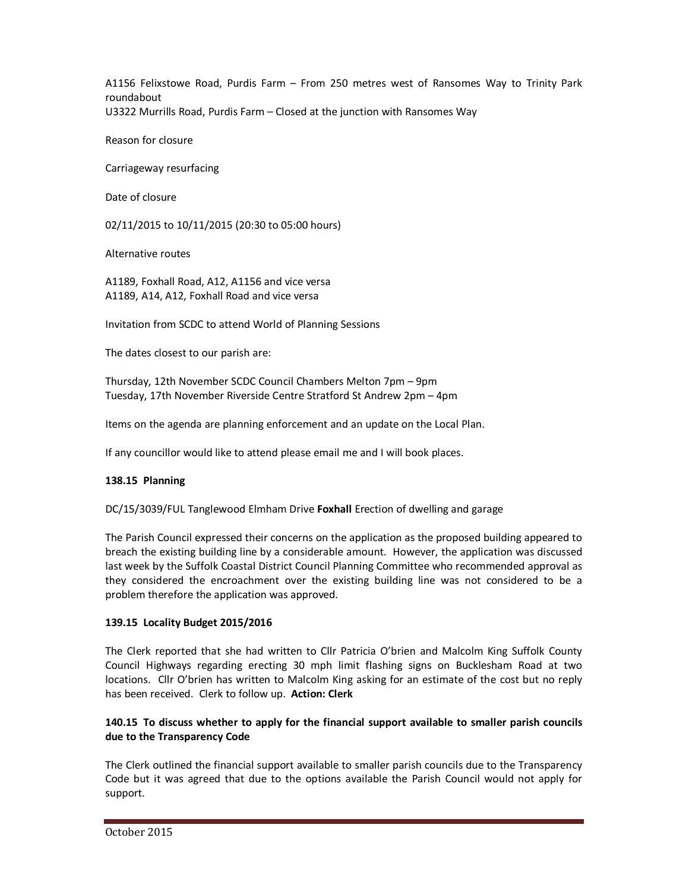A1156 Felixstowe Road, Purdis Farm – From 250 metres west of Ransomes Way to Trinity Park roundabout
U3322 Murrills Road, Purdis Farm – Closed at the junction with Ransomes Way

Reason for closure

Carriageway resurfacing

Date of closure

02/11/2015 to 10/11/2015 (20:30 to 05:00 hours)

Alternative routes

A1189, Foxhall Road, A12, A1156 and vice versa
A1189, A14, A12, Foxhall Road and vice versa

Invitation from SCDC to attend World of Planning Sessions

The dates closest to our parish are:

Thursday, 12th November SCDC Council Chambers Melton 7pm – 9pm
Tuesday, 17th November Riverside Centre Stratford St Andrew 2pm – 4pm

Items on the agenda are planning enforcement and an update on the Local Plan.

If any councillor would like to attend please email me and I will book places.

**138.15 Planning**

DC/15/3039/FUL Tanglewood Elmham Drive **Foxhall** Erection of dwelling and garage

The Parish Council expressed their concerns on the application as the proposed building appeared to breach the existing building line by a considerable amount. However, the application was discussed last week by the Suffolk Coastal District Council Planning Committee who recommended approval as they considered the encroachment over the existing building line was not considered to be a problem therefore the application was approved.

**139.15 Locality Budget 2015/2016**

The Clerk reported that she had written to Cllr Patricia O'brien and Malcolm King Suffolk County Council Highways regarding erecting 30 mph limit flashing signs on Bucklesham Road at two locations. Cllr O'brien has written to Malcolm King asking for an estimate of the cost but no reply has been received. Clerk to follow up. **Action: Clerk**

**140.15 To discuss whether to apply for the financial support available to smaller parish councils due to the Transparency Code**

The Clerk outlined the financial support available to smaller parish councils due to the Transparency Code but it was agreed that due to the options available the Parish Council would not apply for support.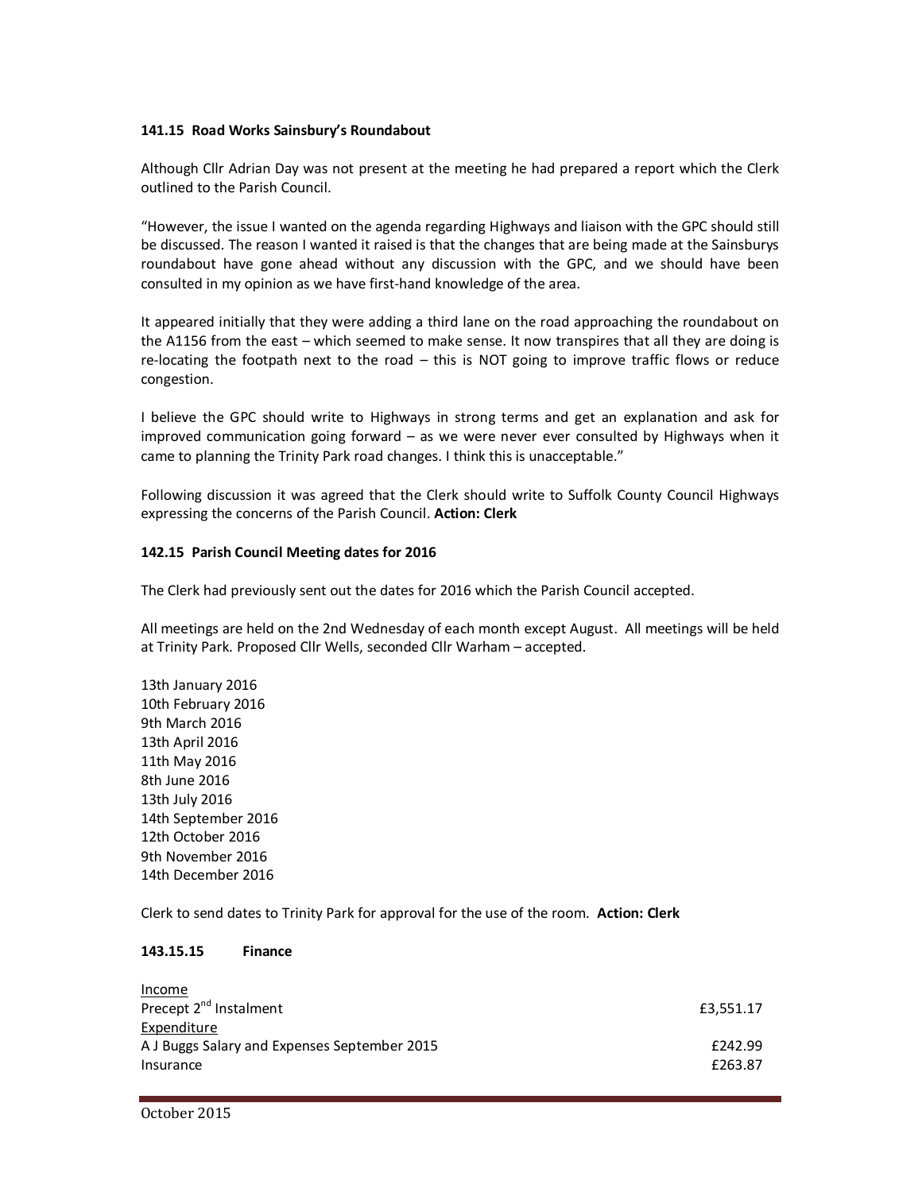### 141.15 Road Works Sainsbury's Roundabout

Although Cllr Adrian Day was not present at the meeting he had prepared a report which the Clerk outlined to the Parish Council.

"However, the issue I wanted on the agenda regarding Highways and liaison with the GPC should still be discussed. The reason I wanted it raised is that the changes that are being made at the Sainsburys roundabout have gone ahead without any discussion with the GPC, and we should have been consulted in my opinion as we have first-hand knowledge of the area.

It appeared initially that they were adding a third lane on the road approaching the roundabout on the A1156 from the east – which seemed to make sense. It now transpires that all they are doing is re-locating the footpath next to the road – this is NOT going to improve traffic flows or reduce congestion.

I believe the GPC should write to Highways in strong terms and get an explanation and ask for improved communication going forward – as we were never ever consulted by Highways when it came to planning the Trinity Park road changes. I think this is unacceptable."

Following discussion it was agreed that the Clerk should write to Suffolk County Council Highways expressing the concerns of the Parish Council. **Action: Clerk**

### 142.15 Parish Council Meeting dates for 2016

The Clerk had previously sent out the dates for 2016 which the Parish Council accepted.

All meetings are held on the 2nd Wednesday of each month except August. All meetings will be held at Trinity Park. Proposed Cllr Wells, seconded Cllr Warham – accepted.

13th January 2016
10th February 2016
9th March 2016
13th April 2016
11th May 2016
8th June 2016
13th July 2016
14th September 2016
12th October 2016
9th November 2016
14th December 2016

Clerk to send dates to Trinity Park for approval for the use of the room. **Action: Clerk**

### 143.15.15 Finance

| | |
|---|---|
| <u>Income</u> | |
| Precept 2nd Instalment | £3,551.17 |
| <u>Expenditure</u> | |
| A J Buggs Salary and Expenses September 2015 | £242.99 |
| Insurance | £263.87 |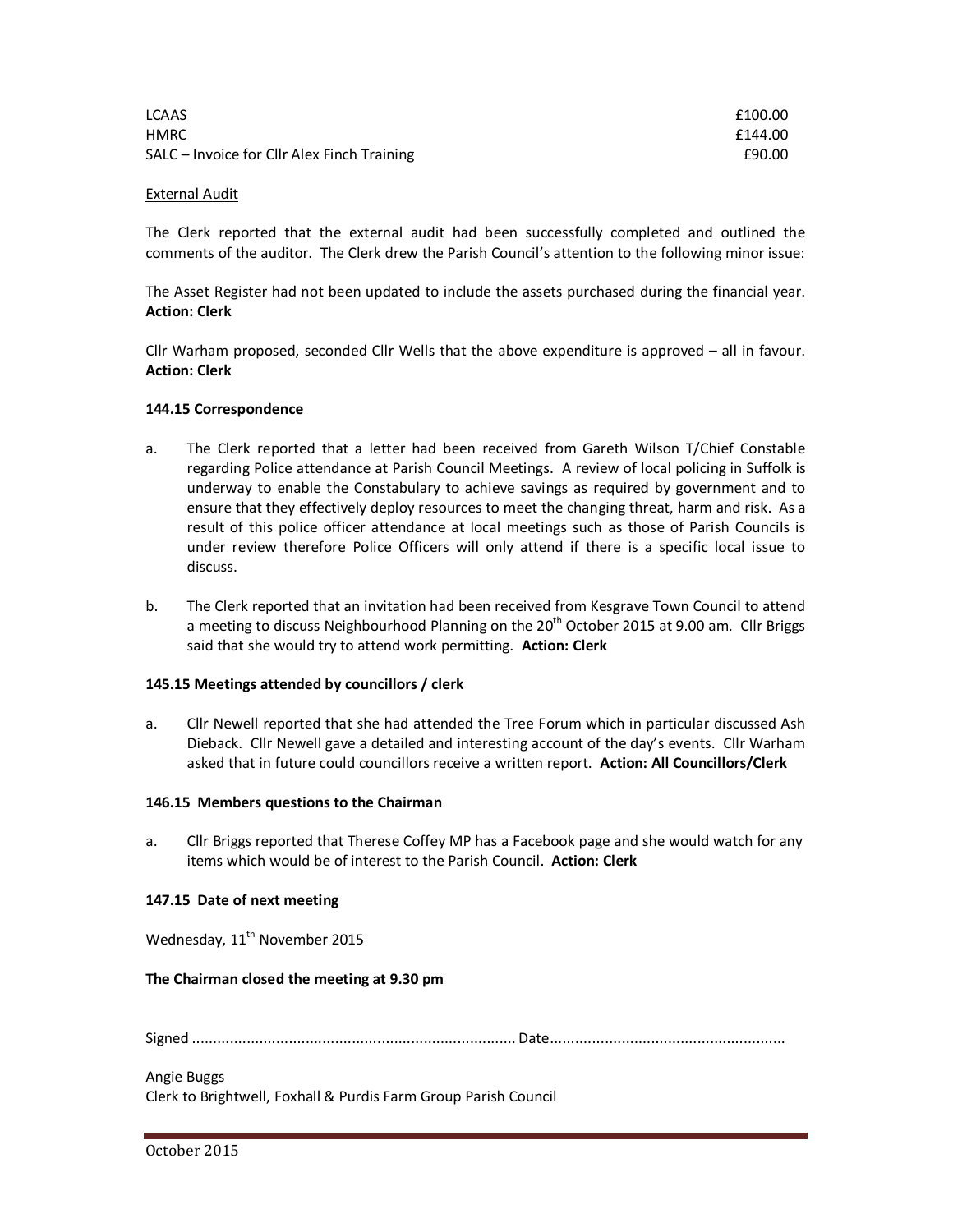| | |
|---|---|
| LCAAS | £100.00 |
| HMRC | £144.00 |
| SALC – Invoice for Cllr Alex Finch Training | £90.00 |

External Audit

The Clerk reported that the external audit had been successfully completed and outlined the comments of the auditor. The Clerk drew the Parish Council's attention to the following minor issue:

The Asset Register had not been updated to include the assets purchased during the financial year. **Action: Clerk**

Cllr Warham proposed, seconded Cllr Wells that the above expenditure is approved – all in favour. **Action: Clerk**

**144.15 Correspondence**

a. The Clerk reported that a letter had been received from Gareth Wilson T/Chief Constable regarding Police attendance at Parish Council Meetings. A review of local policing in Suffolk is underway to enable the Constabulary to achieve savings as required by government and to ensure that they effectively deploy resources to meet the changing threat, harm and risk. As a result of this police officer attendance at local meetings such as those of Parish Councils is under review therefore Police Officers will only attend if there is a specific local issue to discuss.

b. The Clerk reported that an invitation had been received from Kesgrave Town Council to attend a meeting to discuss Neighbourhood Planning on the 20th October 2015 at 9.00 am. Cllr Briggs said that she would try to attend work permitting. **Action: Clerk**

**145.15 Meetings attended by councillors / clerk**

a. Cllr Newell reported that she had attended the Tree Forum which in particular discussed Ash Dieback. Cllr Newell gave a detailed and interesting account of the day's events. Cllr Warham asked that in future could councillors receive a written report. **Action: All Councillors/Clerk**

**146.15 Members questions to the Chairman**

a. Cllr Briggs reported that Therese Coffey MP has a Facebook page and she would watch for any items which would be of interest to the Parish Council. **Action: Clerk**

**147.15 Date of next meeting**

Wednesday, 11th November 2015

**The Chairman closed the meeting at 9.30 pm**

Signed ............................................................................ Date........................................................

Angie Buggs
Clerk to Brightwell, Foxhall & Purdis Farm Group Parish Council